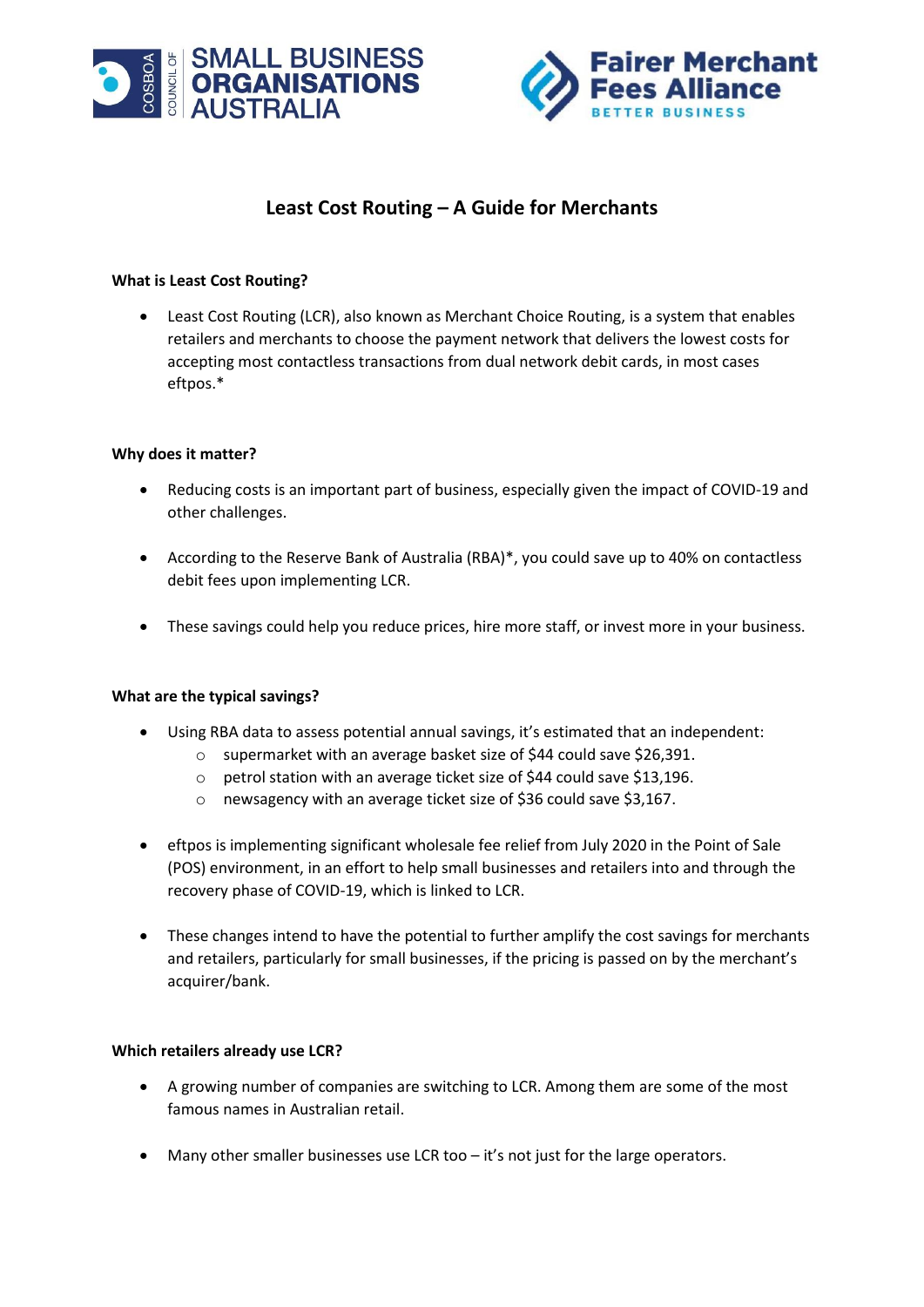# Least Cost Routing – A Guide for Merchants

### What is Least Cost Routing?

- Least Cost Routing (LCR), also known as Merchant Choice Routing, is a system that enables retailers and merchants to choose the payment network that delivers the lowest costs for accepting most contactless transactions from dual network debit cards, in most cases eftpos.*

### Why does it matter?

- Reducing costs is an important part of business, especially given the impact of COVID-19 and other challenges.
- According to the Reserve Bank of Australia (RBA)*, you could save up to 40% on contactless debit fees upon implementing LCR.
- These savings could help you reduce prices, hire more staff, or invest more in your business.

### What are the typical savings?

- Using RBA data to assess potential annual savings, it's estimated that an independent:
    - supermarket with an average basket size of $44 could save $26,391.
    - petrol station with an average ticket size of $44 could save $13,196.
    - newsagency with an average ticket size of $36 could save $3,167.
- eftpos is implementing significant wholesale fee relief from July 2020 in the Point of Sale (POS) environment, in an effort to help small businesses and retailers into and through the recovery phase of COVID-19, which is linked to LCR.
- These changes intend to have the potential to further amplify the cost savings for merchants and retailers, particularly for small businesses, if the pricing is passed on by the merchant's acquirer/bank.

### Which retailers already use LCR?

- A growing number of companies are switching to LCR. Among them are some of the most famous names in Australian retail.
- Many other smaller businesses use LCR too – it's not just for the large operators.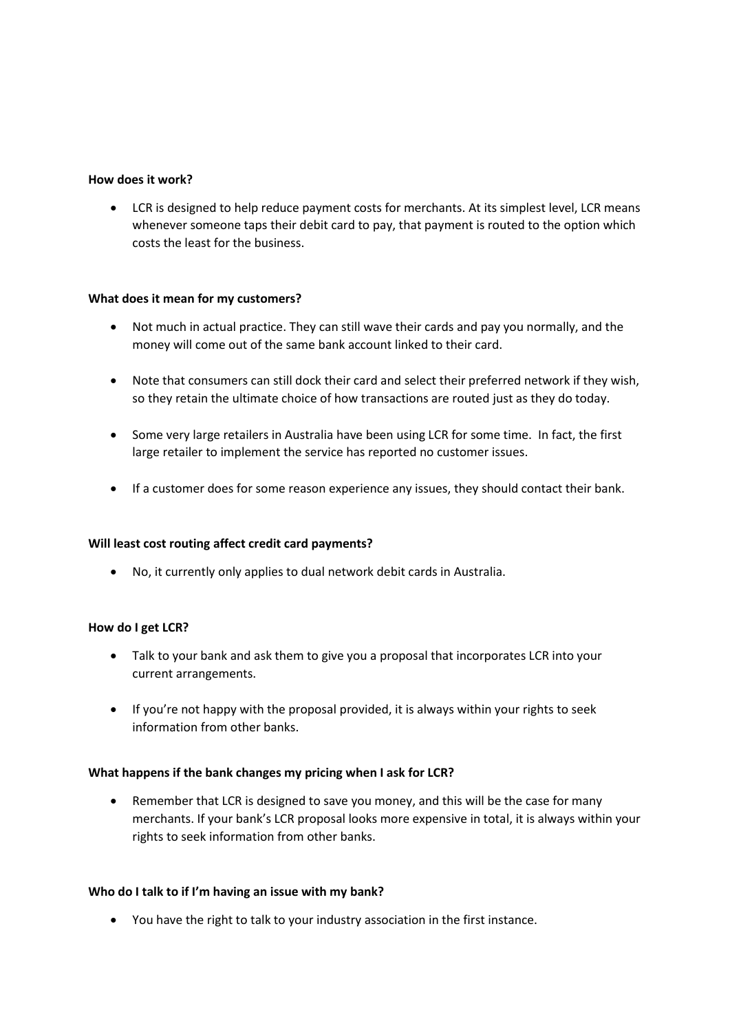**How does it work?**

- LCR is designed to help reduce payment costs for merchants. At its simplest level, LCR means whenever someone taps their debit card to pay, that payment is routed to the option which costs the least for the business.

**What does it mean for my customers?**

- Not much in actual practice. They can still wave their cards and pay you normally, and the money will come out of the same bank account linked to their card.

- Note that consumers can still dock their card and select their preferred network if they wish, so they retain the ultimate choice of how transactions are routed just as they do today.

- Some very large retailers in Australia have been using LCR for some time. In fact, the first large retailer to implement the service has reported no customer issues.

- If a customer does for some reason experience any issues, they should contact their bank.

**Will least cost routing affect credit card payments?**

- No, it currently only applies to dual network debit cards in Australia.

**How do I get LCR?**

- Talk to your bank and ask them to give you a proposal that incorporates LCR into your current arrangements.

- If you're not happy with the proposal provided, it is always within your rights to seek information from other banks.

**What happens if the bank changes my pricing when I ask for LCR?**

- Remember that LCR is designed to save you money, and this will be the case for many merchants. If your bank's LCR proposal looks more expensive in total, it is always within your rights to seek information from other banks.

**Who do I talk to if I'm having an issue with my bank?**

- You have the right to talk to your industry association in the first instance.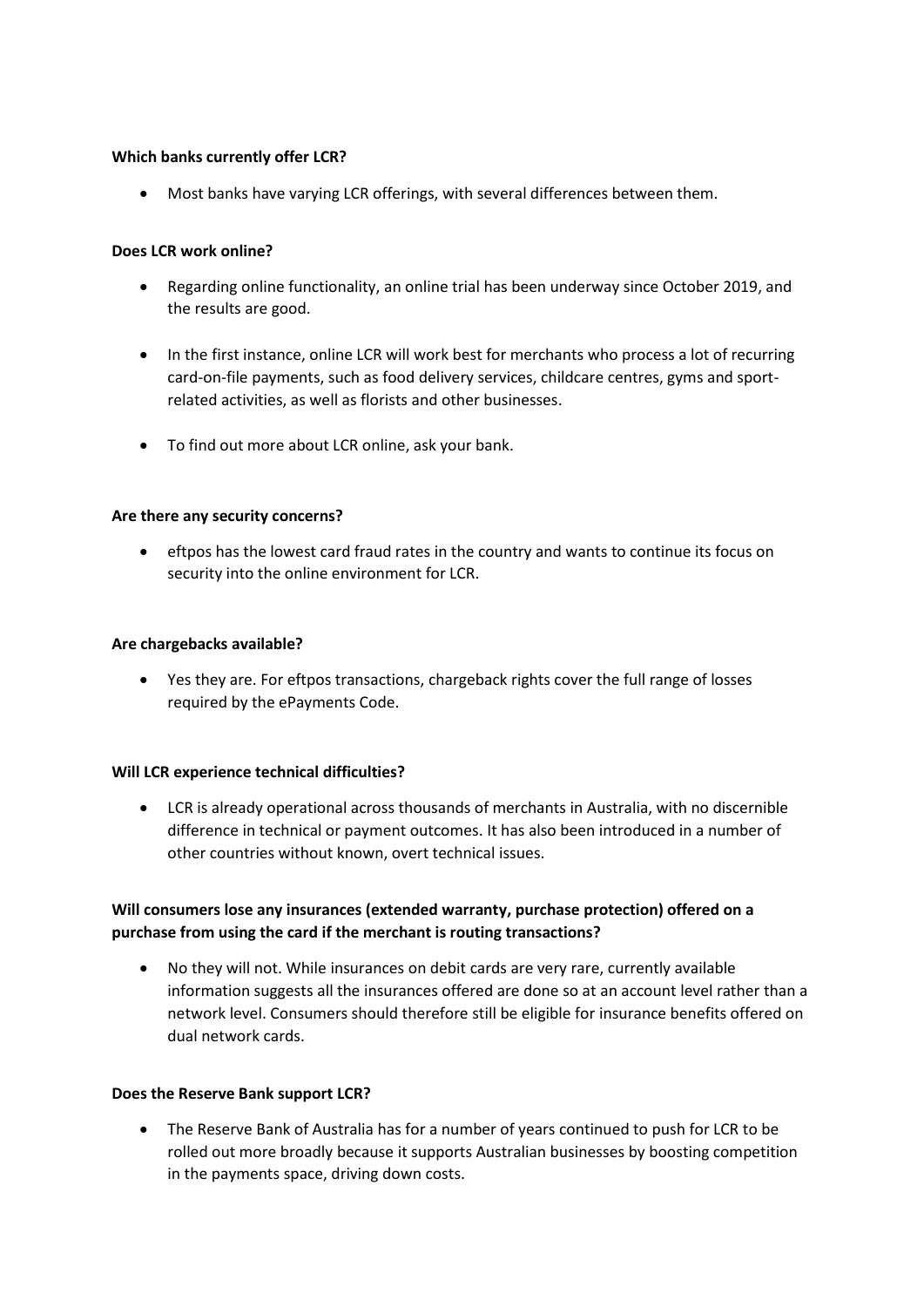**Which banks currently offer LCR?**

- Most banks have varying LCR offerings, with several differences between them.

**Does LCR work online?**

- Regarding online functionality, an online trial has been underway since October 2019, and the results are good.
- In the first instance, online LCR will work best for merchants who process a lot of recurring card-on-file payments, such as food delivery services, childcare centres, gyms and sport-related activities, as well as florists and other businesses.
- To find out more about LCR online, ask your bank.

**Are there any security concerns?**

- eftpos has the lowest card fraud rates in the country and wants to continue its focus on security into the online environment for LCR.

**Are chargebacks available?**

- Yes they are. For eftpos transactions, chargeback rights cover the full range of losses required by the ePayments Code.

**Will LCR experience technical difficulties?**

- LCR is already operational across thousands of merchants in Australia, with no discernible difference in technical or payment outcomes. It has also been introduced in a number of other countries without known, overt technical issues.

**Will consumers lose any insurances (extended warranty, purchase protection) offered on a purchase from using the card if the merchant is routing transactions?**

- No they will not. While insurances on debit cards are very rare, currently available information suggests all the insurances offered are done so at an account level rather than a network level. Consumers should therefore still be eligible for insurance benefits offered on dual network cards.

**Does the Reserve Bank support LCR?**

- The Reserve Bank of Australia has for a number of years continued to push for LCR to be rolled out more broadly because it supports Australian businesses by boosting competition in the payments space, driving down costs.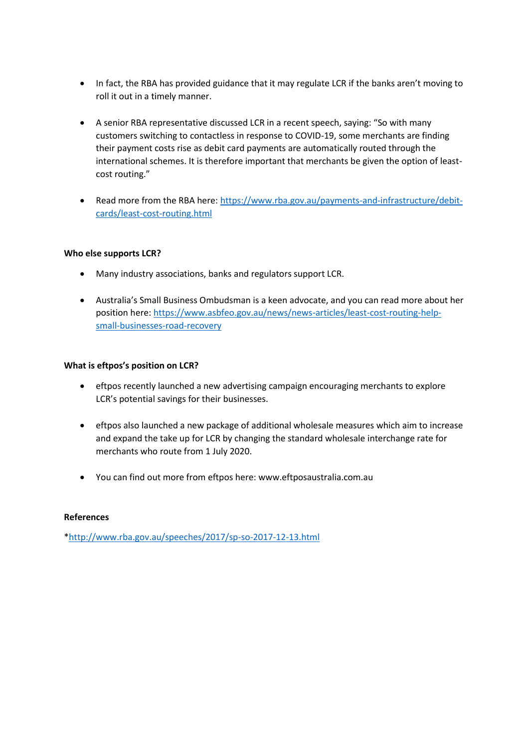- In fact, the RBA has provided guidance that it may regulate LCR if the banks aren't moving to roll it out in a timely manner.

- A senior RBA representative discussed LCR in a recent speech, saying: "So with many customers switching to contactless in response to COVID-19, some merchants are finding their payment costs rise as debit card payments are automatically routed through the international schemes. It is therefore important that merchants be given the option of least-cost routing."

- Read more from the RBA here: https://www.rba.gov.au/payments-and-infrastructure/debit-cards/least-cost-routing.html

**Who else supports LCR?**

- Many industry associations, banks and regulators support LCR.

- Australia's Small Business Ombudsman is a keen advocate, and you can read more about her position here: https://www.asbfeo.gov.au/news/news-articles/least-cost-routing-help-small-businesses-road-recovery

**What is eftpos's position on LCR?**

- eftpos recently launched a new advertising campaign encouraging merchants to explore LCR's potential savings for their businesses.

- eftpos also launched a new package of additional wholesale measures which aim to increase and expand the take up for LCR by changing the standard wholesale interchange rate for merchants who route from 1 July 2020.

- You can find out more from eftpos here: www.eftposaustralia.com.au

**References**

*http://www.rba.gov.au/speeches/2017/sp-so-2017-12-13.html